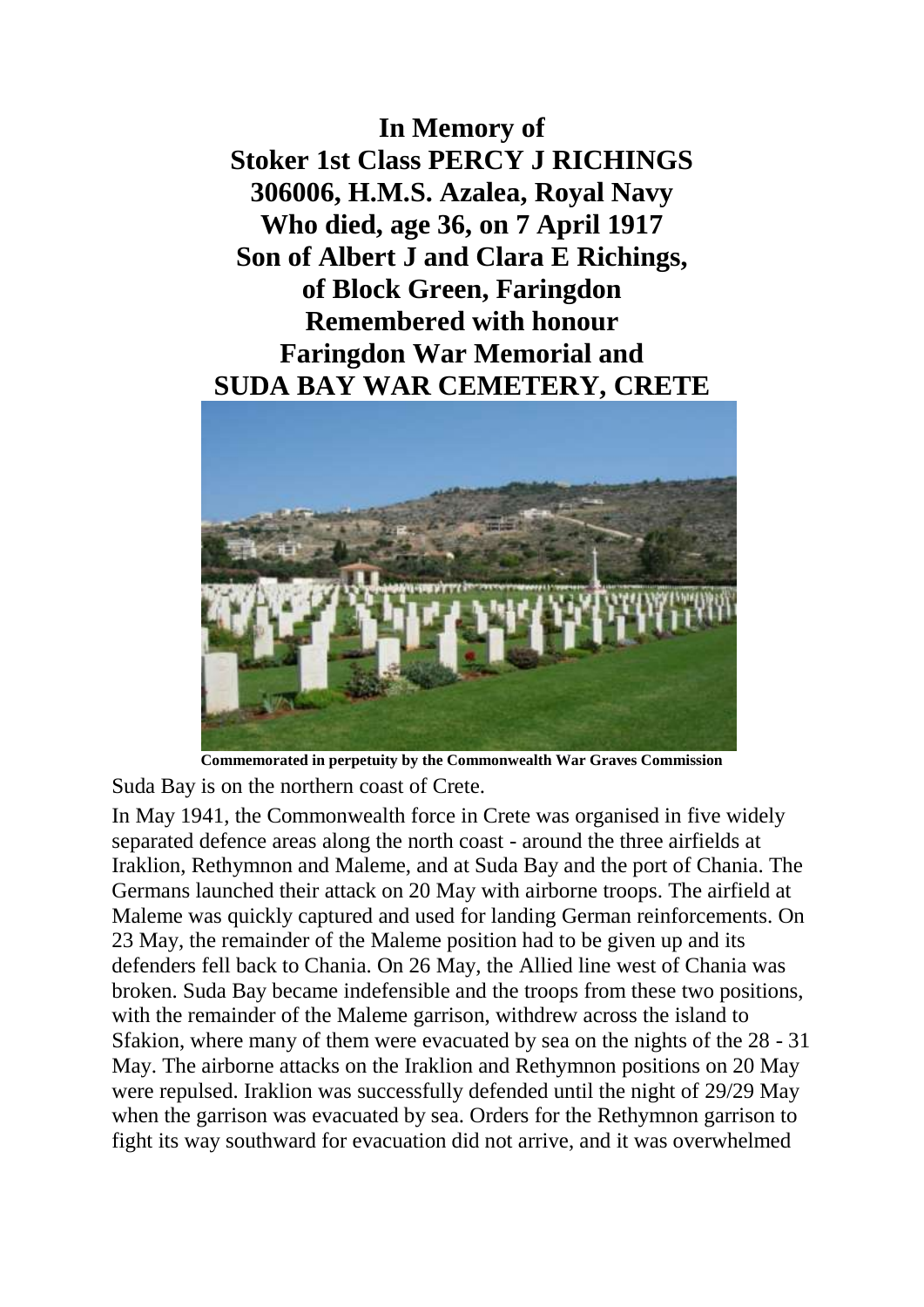**In Memory of**
**Stoker 1st Class PERCY J RICHINGS**
**306006, H.M.S. Azalea, Royal Navy**
**Who died, age 36, on 7 April 1917**
**Son of Albert J and Clara E Richings,**
**of Block Green, Faringdon**
**Remembered with honour**
**Faringdon War Memorial and**
**SUDA BAY WAR CEMETERY, CRETE**

**Commemorated in perpetuity by the Commonwealth War Graves Commission**

Suda Bay is on the northern coast of Crete.

In May 1941, the Commonwealth force in Crete was organised in five widely separated defence areas along the north coast - around the three airfields at Iraklion, Rethymnon and Maleme, and at Suda Bay and the port of Chania. The Germans launched their attack on 20 May with airborne troops. The airfield at Maleme was quickly captured and used for landing German reinforcements. On 23 May, the remainder of the Maleme position had to be given up and its defenders fell back to Chania. On 26 May, the Allied line west of Chania was broken. Suda Bay became indefensible and the troops from these two positions, with the remainder of the Maleme garrison, withdrew across the island to Sfakion, where many of them were evacuated by sea on the nights of the 28 - 31 May. The airborne attacks on the Iraklion and Rethymnon positions on 20 May were repulsed. Iraklion was successfully defended until the night of 29/29 May when the garrison was evacuated by sea. Orders for the Rethymnon garrison to fight its way southward for evacuation did not arrive, and it was overwhelmed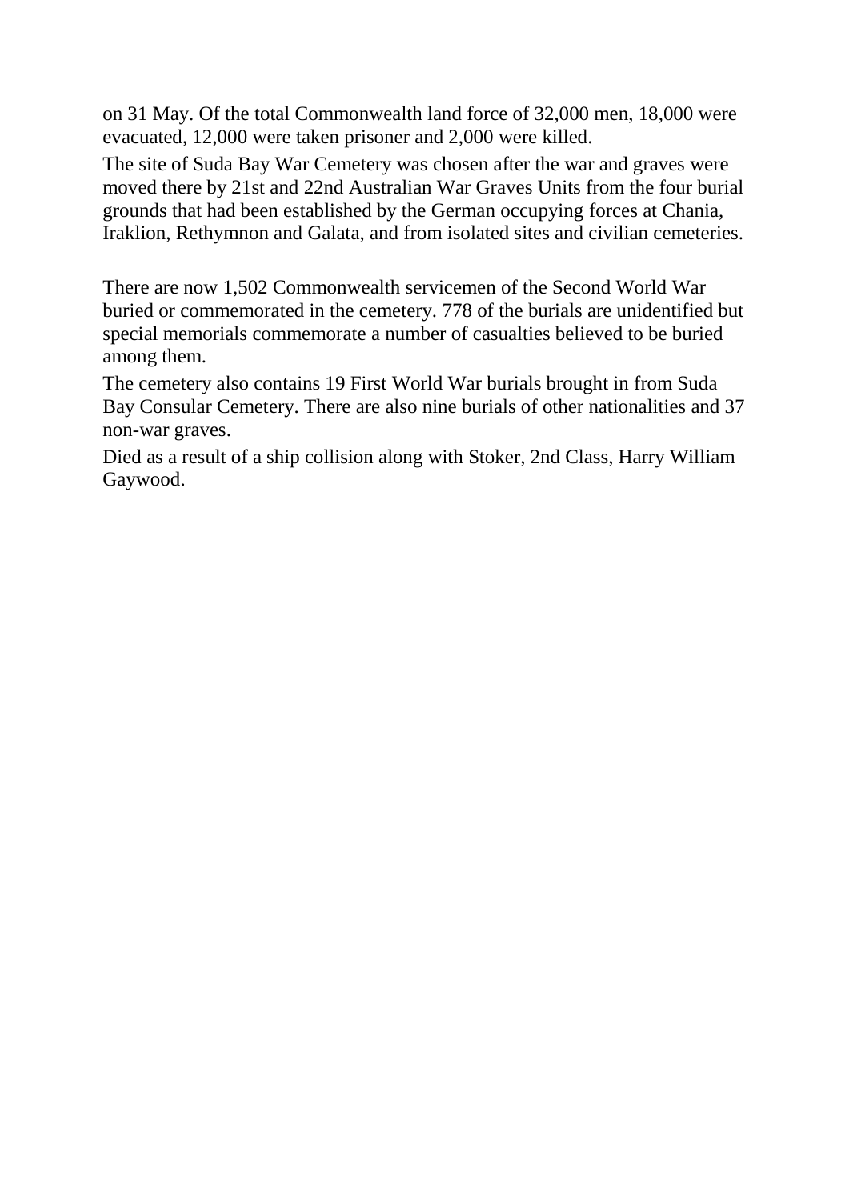on 31 May. Of the total Commonwealth land force of 32,000 men, 18,000 were evacuated, 12,000 were taken prisoner and 2,000 were killed.

The site of Suda Bay War Cemetery was chosen after the war and graves were moved there by 21st and 22nd Australian War Graves Units from the four burial grounds that had been established by the German occupying forces at Chania, Iraklion, Rethymnon and Galata, and from isolated sites and civilian cemeteries.

There are now 1,502 Commonwealth servicemen of the Second World War buried or commemorated in the cemetery. 778 of the burials are unidentified but special memorials commemorate a number of casualties believed to be buried among them.

The cemetery also contains 19 First World War burials brought in from Suda Bay Consular Cemetery. There are also nine burials of other nationalities and 37 non-war graves.

Died as a result of a ship collision along with Stoker, 2nd Class, Harry William Gaywood.